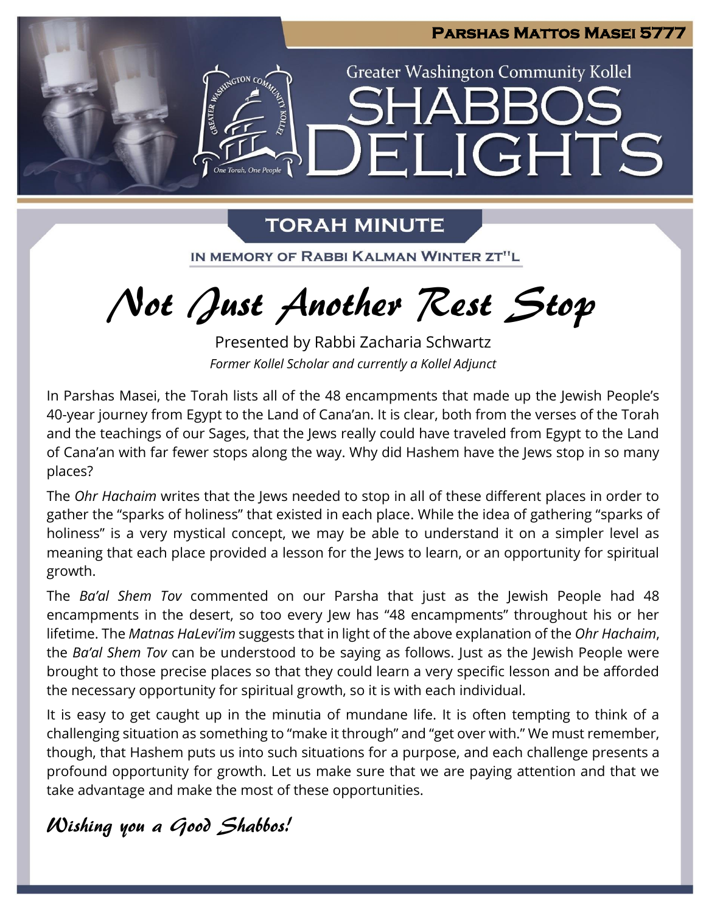**Parshas Mattos Masei 5777**

Greater Washington Community Kollel

# Shabbos Delights

## TORAH MINUTE

IN MEMORY OF RABBI KALMAN WINTER ZT"L

# Not Just Another Rest Stop

Presented by Rabbi Zacharia Schwartz

*Former Kollel Scholar and currently a Kollel Adjunct*

In Parshas Masei, the Torah lists all of the 48 encampments that made up the Jewish People's 40-year journey from Egypt to the Land of Cana'an. It is clear, both from the verses of the Torah and the teachings of our Sages, that the Jews really could have traveled from Egypt to the Land of Cana'an with far fewer stops along the way. Why did Hashem have the Jews stop in so many places?

The *Ohr Hachaim* writes that the Jews needed to stop in all of these different places in order to gather the "sparks of holiness" that existed in each place. While the idea of gathering "sparks of holiness" is a very mystical concept, we may be able to understand it on a simpler level as meaning that each place provided a lesson for the Jews to learn, or an opportunity for spiritual growth.

The *Ba'al Shem Tov* commented on our Parsha that just as the Jewish People had 48 encampments in the desert, so too every Jew has "48 encampments" throughout his or her lifetime. The *Matnas HaLevi'im* suggests that in light of the above explanation of the *Ohr Hachaim*, the *Ba'al Shem Tov* can be understood to be saying as follows. Just as the Jewish People were brought to those precise places so that they could learn a very specific lesson and be afforded the necessary opportunity for spiritual growth, so it is with each individual.

It is easy to get caught up in the minutia of mundane life. It is often tempting to think of a challenging situation as something to "make it through" and "get over with." We must remember, though, that Hashem puts us into such situations for a purpose, and each challenge presents a profound opportunity for growth. Let us make sure that we are paying attention and that we take advantage and make the most of these opportunities.

*Wishing you a Good Shabbos!*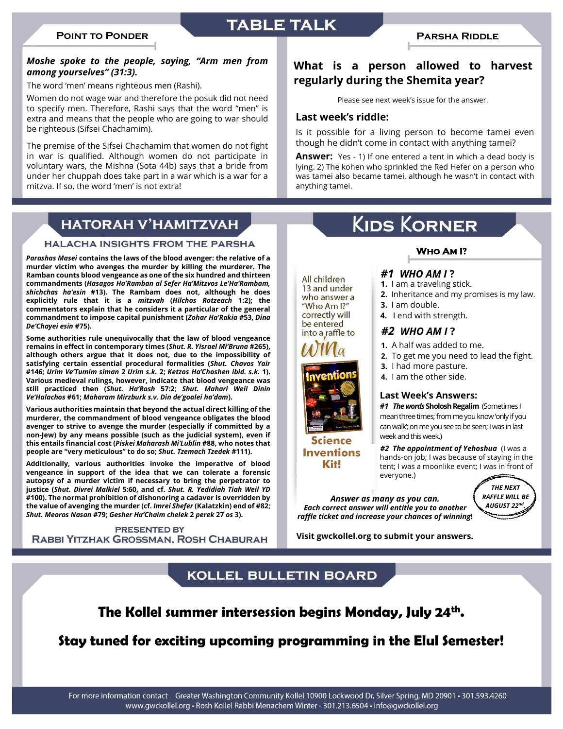# TABLE TALK

## Point to Ponder

***Moshe spoke to the people, saying, "Arm men from among yourselves" (31:3).***

The word 'men' means righteous men (Rashi).

Women do not wage war and therefore the posuk did not need to specify men. Therefore, Rashi says that the word "men" is extra and means that the people who are going to war should be righteous (Sifsei Chachamim).

The premise of the Sifsei Chachamim that women do not fight in war is qualified. Although women do not participate in voluntary wars, the Mishna (Sota 44b) says that a bride from under her chuppah does take part in a war which is a war for a mitzva. If so, the word 'men' is not extra!

## Parsha Riddle

**What is a person allowed to harvest regularly during the Shemita year?**

Please see next week's issue for the answer.

### Last week's riddle:

Is it possible for a living person to become tamei even though he didn't come in contact with anything tamei?

**Answer:** Yes - 1) If one entered a tent in which a dead body is lying. 2) The kohen who sprinkled the Red Hefer on a person who was tamei also became tamei, although he wasn't in contact with anything tamei.

# HATORAH V'HAMITZVAH

## HALACHA INSIGHTS FROM THE PARSHA

***Parashas Masei* contains the laws of the blood avenger: the relative of a murder victim who avenges the murder by killing the murderer. The Ramban counts blood vengeance as one of the six hundred and thirteen commandments (*Hasagos Ha'Ramban al Sefer Ha'Mitzvos Le'Ha'Rambam, shichchas ha'esin* #13). The Rambam does not, although he does explicitly rule that it is a *mitzvah* (*Hilchos Rotzeach* 1:2); the commentators explain that he considers it a particular of the general commandment to impose capital punishment (*Zohar Ha'Rakia* #53, *Dina De'Chayei esin* #75).**

**Some authorities rule unequivocally that the law of blood vengeance remains in effect in contemporary times (*Shut. R. Yisrael Mi'Bruna* #265), although others argue that it does not, due to the impossibility of satisfying certain essential procedural formalities (*Shut. Chavos Yair* #146; *Urim Ve'Tumim siman* 2 *Urim s.k.* 2; *Ketzos Ha'Choshen ibid. s.k.* 1). Various medieval rulings, however, indicate that blood vengeance was still practiced then (*Shut. Ha'Rosh* 57:2; *Shut. Mahari Weil Dinin Ve'Halachos* #61; *Maharam Mirzburk s.v. Din de'goalei ha'dam*).**

**Various authorities maintain that beyond the actual direct killing of the murderer, the commandment of blood vengeance obligates the blood avenger to strive to avenge the murder (especially if committed by a non-Jew) by any means possible (such as the judicial system), even if this entails financial cost (*Piskei Maharash Mi'Lublin* #88, who notes that people are "very meticulous" to do so; *Shut. Tzemach Tzedek* #111).**

**Additionally, various authorities invoke the imperative of blood vengeance in support of the idea that we can tolerate a forensic autopsy of a murder victim if necessary to bring the perpetrator to justice (*Shut. Divrei Malkiel* 5:60, and cf. *Shut. R. Yedidiah Tiah Weil YD* #100). The normal prohibition of dishonoring a cadaver is overridden by the value of avenging the murder (cf. *Imrei Shefer* (Kalatzkin) end of #82; *Shut. Meoros Nasan* #79; *Gesher Ha'Chaim chelek* 2 *perek* 27 *os* 3).**

PRESENTED BY
RABBI YITZHAK GROSSMAN, ROSH CHABURAH

# Kids Korner

## Who Am I?

All children 13 and under who answer a "Who Am I?" correctly will be entered into a raffle to win a

**Science Inventions Kit!**

### *#1 WHO AM I ?*

1. I am a traveling stick.
2. Inheritance and my promises is my law.
3. I am double.
4. I end with strength.

### *#2 WHO AM I ?*

1. A half was added to me.
2. To get me you need to lead the fight.
3. I had more pasture.
4. I am the other side.

### Last Week's Answers:

***#1 The words* Sholosh Regalim** (Sometimes I mean three times; from me you know 'only if you can walk'; on me you see to be seen; I was in last week and this week.)

***#2 The appointment of Yehoshua*** (I was a hands-on job; I was because of staying in the tent; I was a moonlike event; I was in front of everyone.)

***THE NEXT RAFFLE WILL BE AUGUST 22nd.***

***Answer as many as you can. Each correct answer will entitle you to another raffle ticket and increase your chances of winning!***

**Visit gwckollel.org to submit your answers.**

# KOLLEL BULLETIN BOARD

**The Kollel summer intersession begins Monday, July 24th.**

**Stay tuned for exciting upcoming programming in the Elul Semester!**

For more information contact: Greater Washington Community Kollel 10900 Lockwood Dr, Silver Spring, MD 20901 • 301.593.4260
www.gwckollel.org • Rosh Kollel Rabbi Menachem Winter - 301.213.6504 • info@gwckollel.org